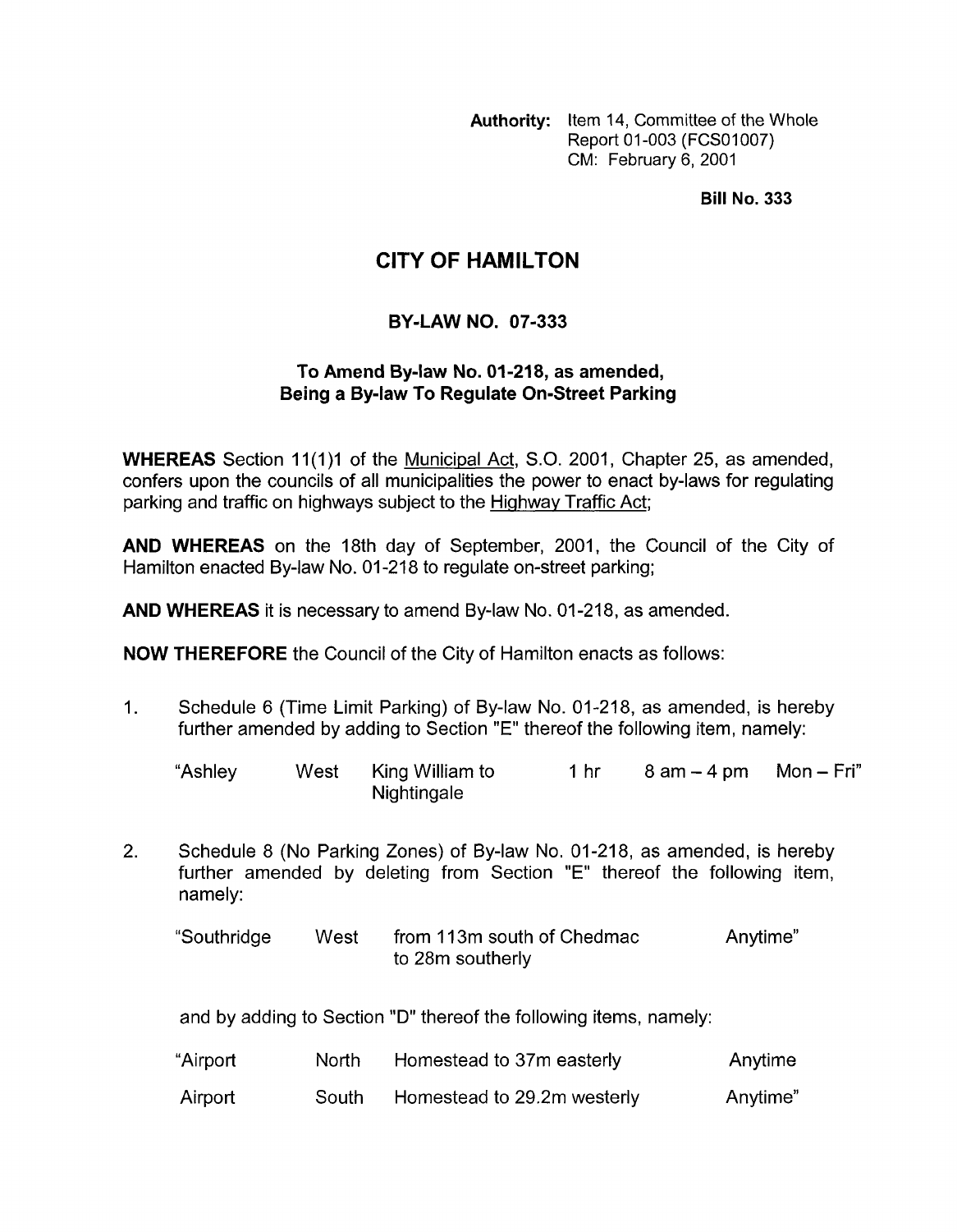**Authority:** Item 14, Committee of the Whole Report 01-003 (FCS01007) CM: February 6, 2001

**Bill No. 333**

# CITY OF HAMILTON

## BY-LAW NO. 07-333

### To Amend By-law No. 01-218, as amended, Being a By-law To Regulate On-Street Parking

**WHEREAS** Section 11(1)1 of the Municipal Act, S.O. 2001, Chapter 25, as amended, confers upon the councils of all municipalities the power to enact by-laws for regulating parking and traffic on highways subject to the Highway Traffic Act;

**AND WHEREAS** on the 18th day of September, 2001, the Council of the City of Hamilton enacted By-law No. 01-218 to regulate on-street parking;

**AND WHEREAS** it is necessary to amend By-law No. 01-218, as amended.

**NOW THEREFORE** the Council of the City of Hamilton enacts as follows:

1. Schedule 6 (Time Limit Parking) of By-law No. 01-218, as amended, is hereby further amended by adding to Section "E" thereof the following item, namely:

| | | | | | |
|---|---|---|---|---|---|
| "Ashley | West | King William to Nightingale | 1 hr | 8 am – 4 pm | Mon – Fri" |

2. Schedule 8 (No Parking Zones) of By-law No. 01-218, as amended, is hereby further amended by deleting from Section "E" thereof the following item, namely:

| | | | |
|---|---|---|---|
| "Southridge | West | from 113m south of Chedmac to 28m southerly | Anytime" |

and by adding to Section "D" thereof the following items, namely:

| | | | |
|---|---|---|---|
| "Airport | North | Homestead to 37m easterly | Anytime |
| Airport | South | Homestead to 29.2m westerly | Anytime" |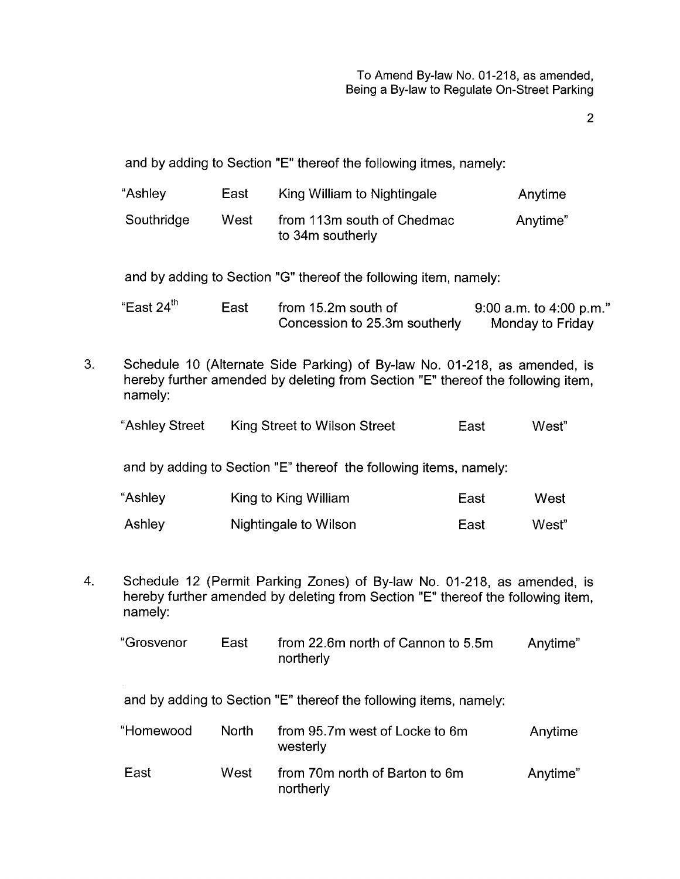and by adding to Section "E" thereof the following itmes, namely:

| | | | |
|---|---|---|---|
| "Ashley | East | King William to Nightingale | Anytime |
| Southridge | West | from 113m south of Chedmac to 34m southerly | Anytime" |

and by adding to Section "G" thereof the following item, namely:

| | | | |
|---|---|---|---|
| "East 24th | East | from 15.2m south of Concession to 25.3m southerly | 9:00 a.m. to 4:00 p.m." Monday to Friday |

3. Schedule 10 (Alternate Side Parking) of By-law No. 01-218, as amended, is hereby further amended by deleting from Section "E" thereof the following item, namely:

| | | | |
|---|---|---|---|
| "Ashley Street | King Street to Wilson Street | East | West" |

and by adding to Section "E" thereof the following items, namely:

| | | | |
|---|---|---|---|
| "Ashley | King to King William | East | West |
| Ashley | Nightingale to Wilson | East | West" |

4. Schedule 12 (Permit Parking Zones) of By-law No. 01-218, as amended, is hereby further amended by deleting from Section "E" thereof the following item, namely:

| | | | |
|---|---|---|---|
| "Grosvenor | East | from 22.6m north of Cannon to 5.5m northerly | Anytime" |

and by adding to Section "E" thereof the following items, namely:

| | | | |
|---|---|---|---|
| "Homewood | North | from 95.7m west of Locke to 6m westerly | Anytime |
| East | West | from 70m north of Barton to 6m northerly | Anytime" |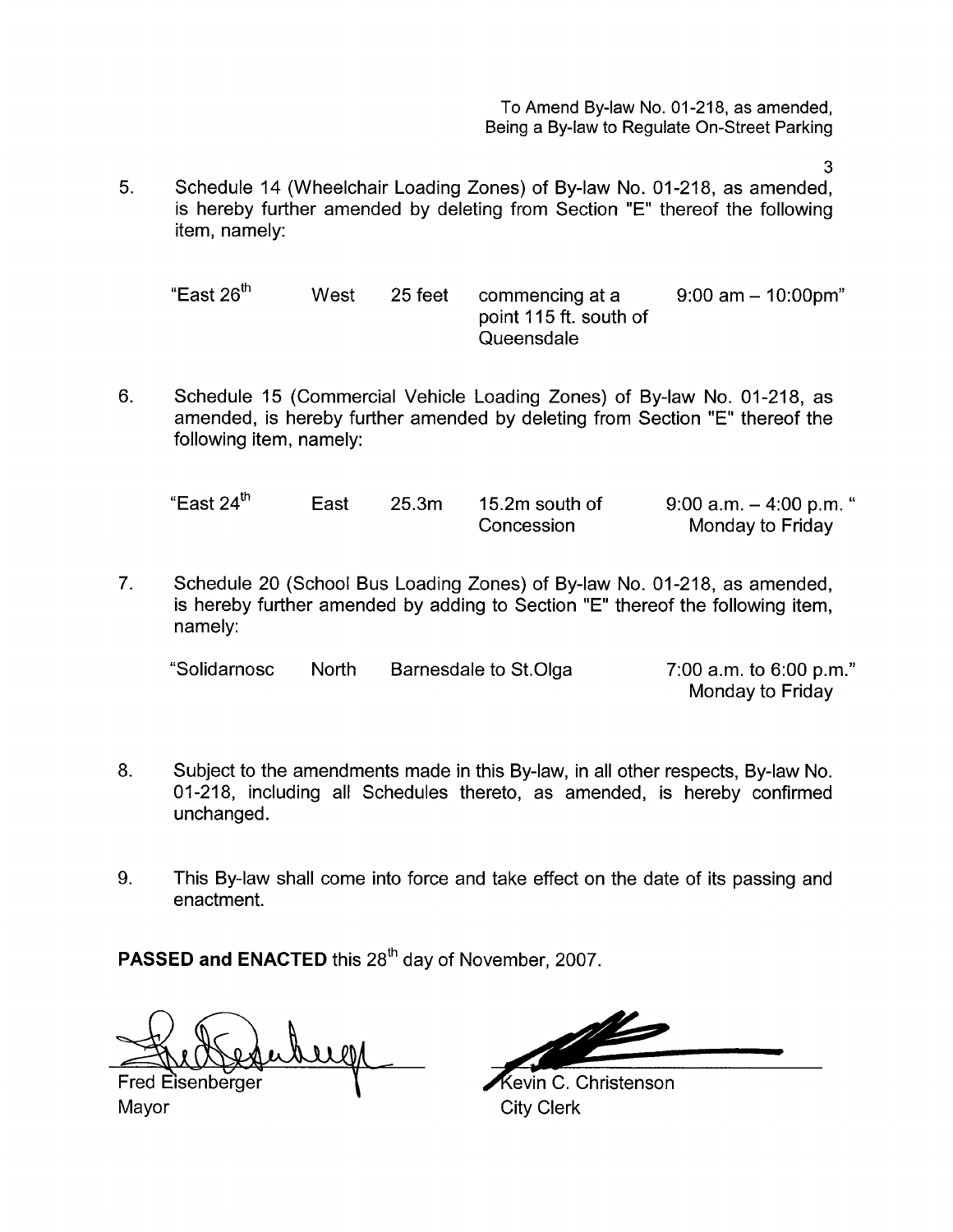5. Schedule 14 (Wheelchair Loading Zones) of By-law No. 01-218, as amended, is hereby further amended by deleting from Section "E" thereof the following item, namely:

| | | | | |
|---|---|---|---|---|
| "East 26$^{th}$ | West | 25 feet | commencing at a point 115 ft. south of Queensdale | 9:00 am – 10:00pm" |

6. Schedule 15 (Commercial Vehicle Loading Zones) of By-law No. 01-218, as amended, is hereby further amended by deleting from Section "E" thereof the following item, namely:

| | | | | |
|---|---|---|---|---|
| "East 24$^{th}$ | East | 25.3m | 15.2m south of Concession | 9:00 a.m. – 4:00 p.m. " Monday to Friday |

7. Schedule 20 (School Bus Loading Zones) of By-law No. 01-218, as amended, is hereby further amended by adding to Section "E" thereof the following item, namely:

| | | | |
|---|---|---|---|
| "Solidarnosc | North | Barnesdale to St.Olga | 7:00 a.m. to 6:00 p.m." Monday to Friday |

8. Subject to the amendments made in this By-law, in all other respects, By-law No. 01-218, including all Schedules thereto, as amended, is hereby confirmed unchanged.

9. This By-law shall come into force and take effect on the date of its passing and enactment.

**PASSED and ENACTED** this 28$^{th}$ day of November, 2007.

Fred Eisenberger
Mayor

Kevin C. Christenson
City Clerk